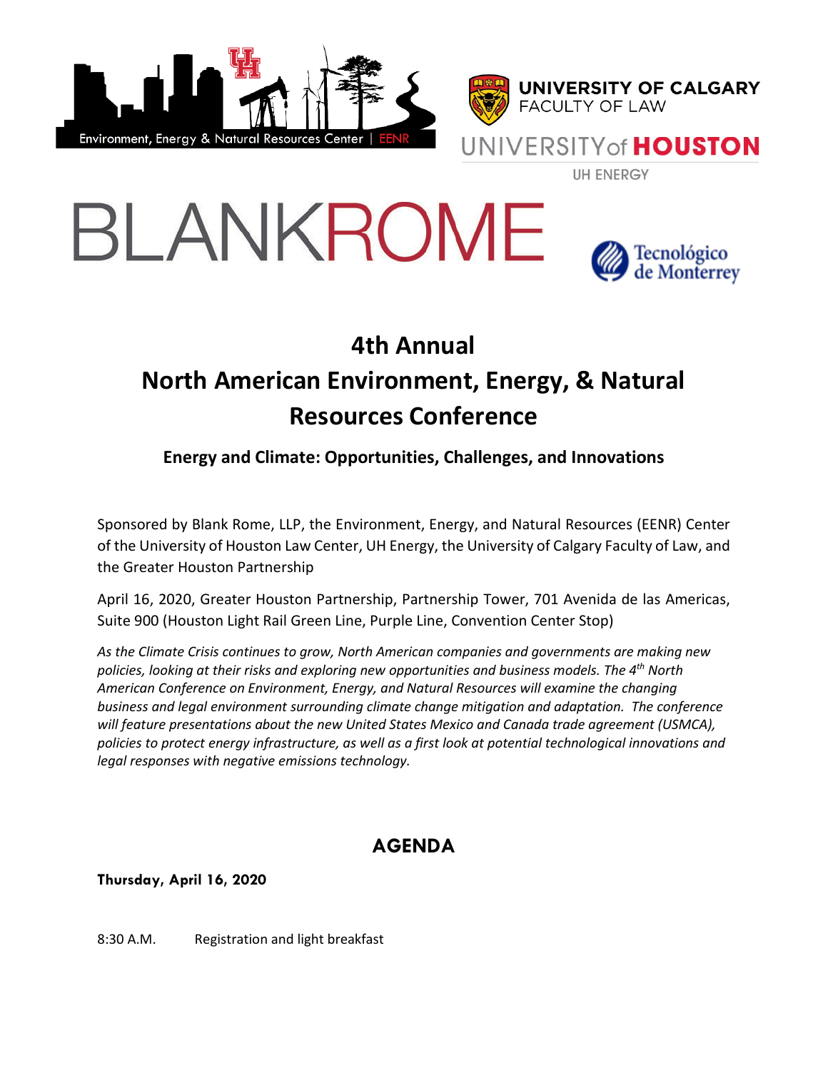# 4th Annual North American Environment, Energy, & Natural Resources Conference

## Energy and Climate: Opportunities, Challenges, and Innovations

Sponsored by Blank Rome, LLP, the Environment, Energy, and Natural Resources (EENR) Center of the University of Houston Law Center, UH Energy, the University of Calgary Faculty of Law, and the Greater Houston Partnership

April 16, 2020, Greater Houston Partnership, Partnership Tower, 701 Avenida de las Americas, Suite 900 (Houston Light Rail Green Line, Purple Line, Convention Center Stop)

*As the Climate Crisis continues to grow, North American companies and governments are making new policies, looking at their risks and exploring new opportunities and business models. The 4th North American Conference on Environment, Energy, and Natural Resources will examine the changing business and legal environment surrounding climate change mitigation and adaptation. The conference will feature presentations about the new United States Mexico and Canada trade agreement (USMCA), policies to protect energy infrastructure, as well as a first look at potential technological innovations and legal responses with negative emissions technology.*

## AGENDA

**Thursday, April 16, 2020**

8:30 A.M. Registration and light breakfast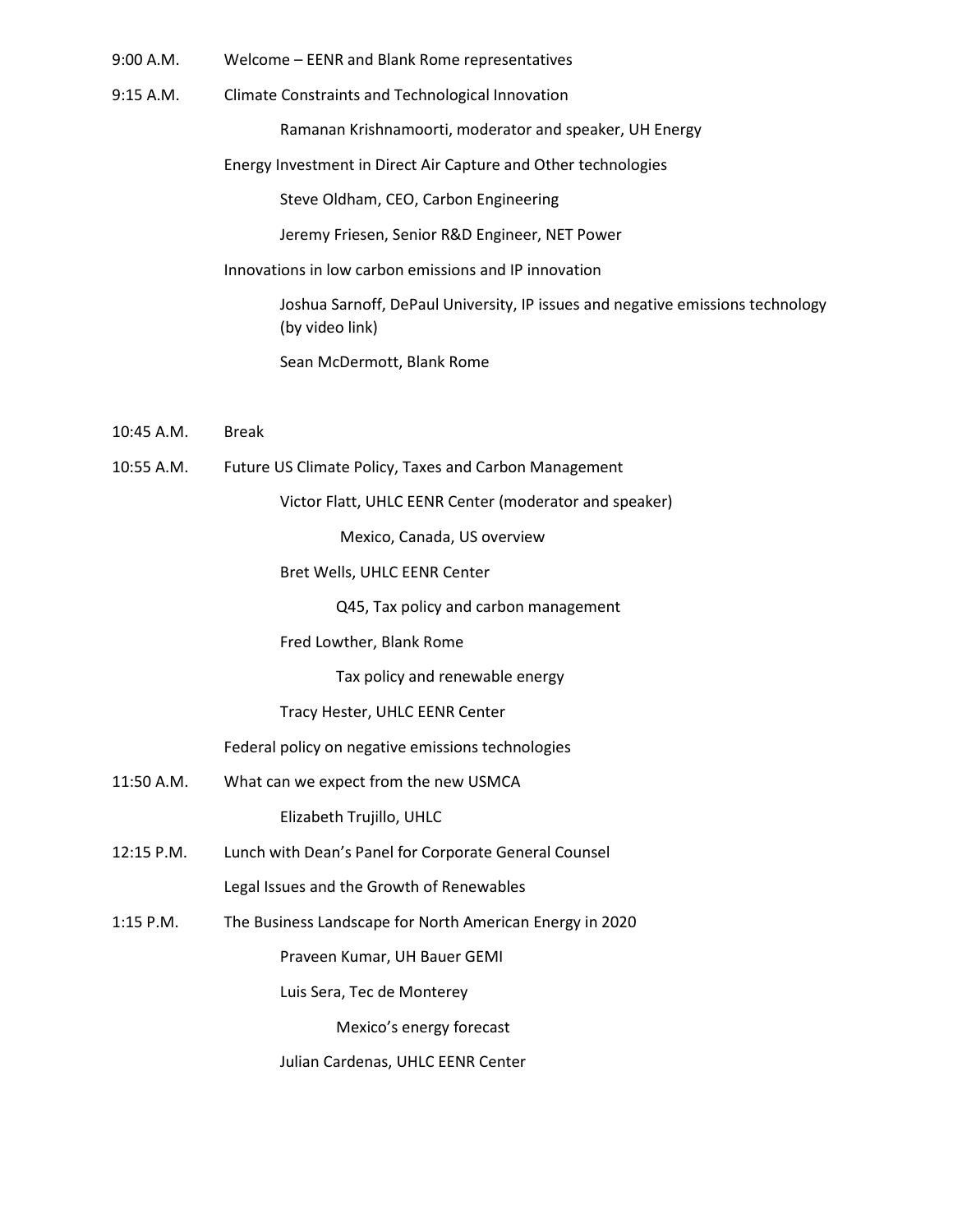9:00 A.M. Welcome – EENR and Blank Rome representatives

9:15 A.M. Climate Constraints and Technological Innovation

- Ramanan Krishnamoorti, moderator and speaker, UH Energy

Energy Investment in Direct Air Capture and Other technologies

- Steve Oldham, CEO, Carbon Engineering
- Jeremy Friesen, Senior R&D Engineer, NET Power

Innovations in low carbon emissions and IP innovation

- Joshua Sarnoff, DePaul University, IP issues and negative emissions technology (by video link)
- Sean McDermott, Blank Rome

10:45 A.M. Break

10:55 A.M. Future US Climate Policy, Taxes and Carbon Management

- Victor Flatt, UHLC EENR Center (moderator and speaker)
  - Mexico, Canada, US overview
- Bret Wells, UHLC EENR Center
  - Q45, Tax policy and carbon management
- Fred Lowther, Blank Rome
  - Tax policy and renewable energy
- Tracy Hester, UHLC EENR Center

Federal policy on negative emissions technologies

11:50 A.M. What can we expect from the new USMCA

- Elizabeth Trujillo, UHLC

12:15 P.M. Lunch with Dean's Panel for Corporate General Counsel

Legal Issues and the Growth of Renewables

1:15 P.M. The Business Landscape for North American Energy in 2020

- Praveen Kumar, UH Bauer GEMI
- Luis Sera, Tec de Monterey
  - Mexico's energy forecast
- Julian Cardenas, UHLC EENR Center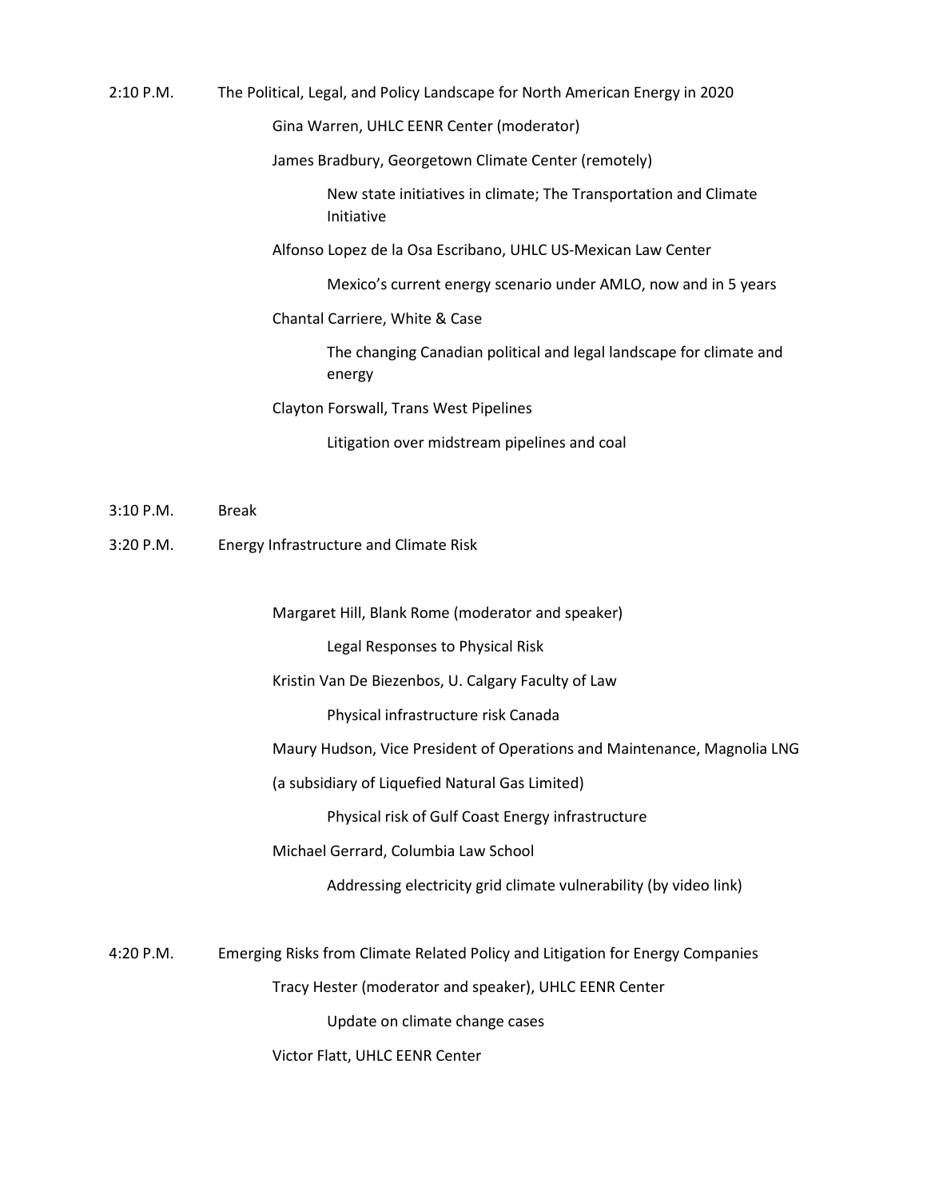2:10 P.M. The Political, Legal, and Policy Landscape for North American Energy in 2020

Gina Warren, UHLC EENR Center (moderator)

James Bradbury, Georgetown Climate Center (remotely)

New state initiatives in climate; The Transportation and Climate Initiative

Alfonso Lopez de la Osa Escribano, UHLC US-Mexican Law Center

Mexico's current energy scenario under AMLO, now and in 5 years

Chantal Carriere, White & Case

The changing Canadian political and legal landscape for climate and energy

Clayton Forswall, Trans West Pipelines

Litigation over midstream pipelines and coal

3:10 P.M. Break

3:20 P.M. Energy Infrastructure and Climate Risk

Margaret Hill, Blank Rome (moderator and speaker)

Legal Responses to Physical Risk

Kristin Van De Biezenbos, U. Calgary Faculty of Law

Physical infrastructure risk Canada

Maury Hudson, Vice President of Operations and Maintenance, Magnolia LNG

(a subsidiary of Liquefied Natural Gas Limited)

Physical risk of Gulf Coast Energy infrastructure

Michael Gerrard, Columbia Law School

Addressing electricity grid climate vulnerability (by video link)

4:20 P.M. Emerging Risks from Climate Related Policy and Litigation for Energy Companies

Tracy Hester (moderator and speaker), UHLC EENR Center

Update on climate change cases

Victor Flatt, UHLC EENR Center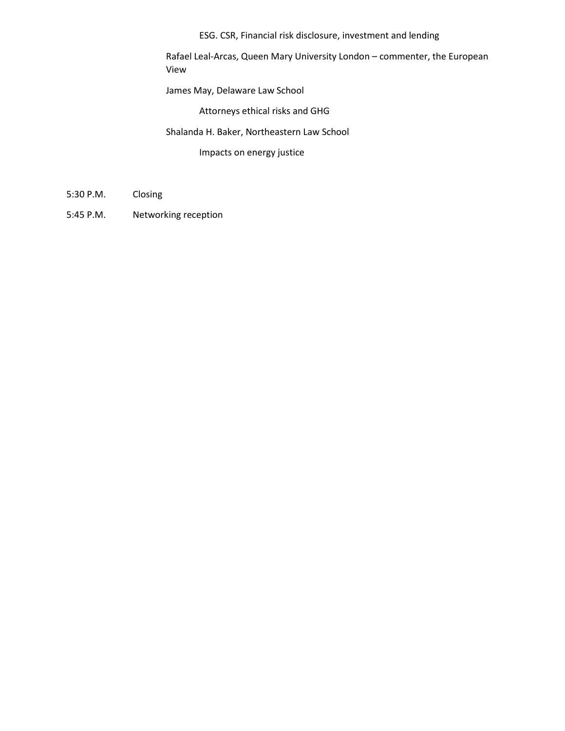ESG. CSR, Financial risk disclosure, investment and lending

Rafael Leal-Arcas, Queen Mary University London – commenter, the European View

James May, Delaware Law School

Attorneys ethical risks and GHG

Shalanda H. Baker, Northeastern Law School

Impacts on energy justice

5:30 P.M. Closing

5:45 P.M. Networking reception